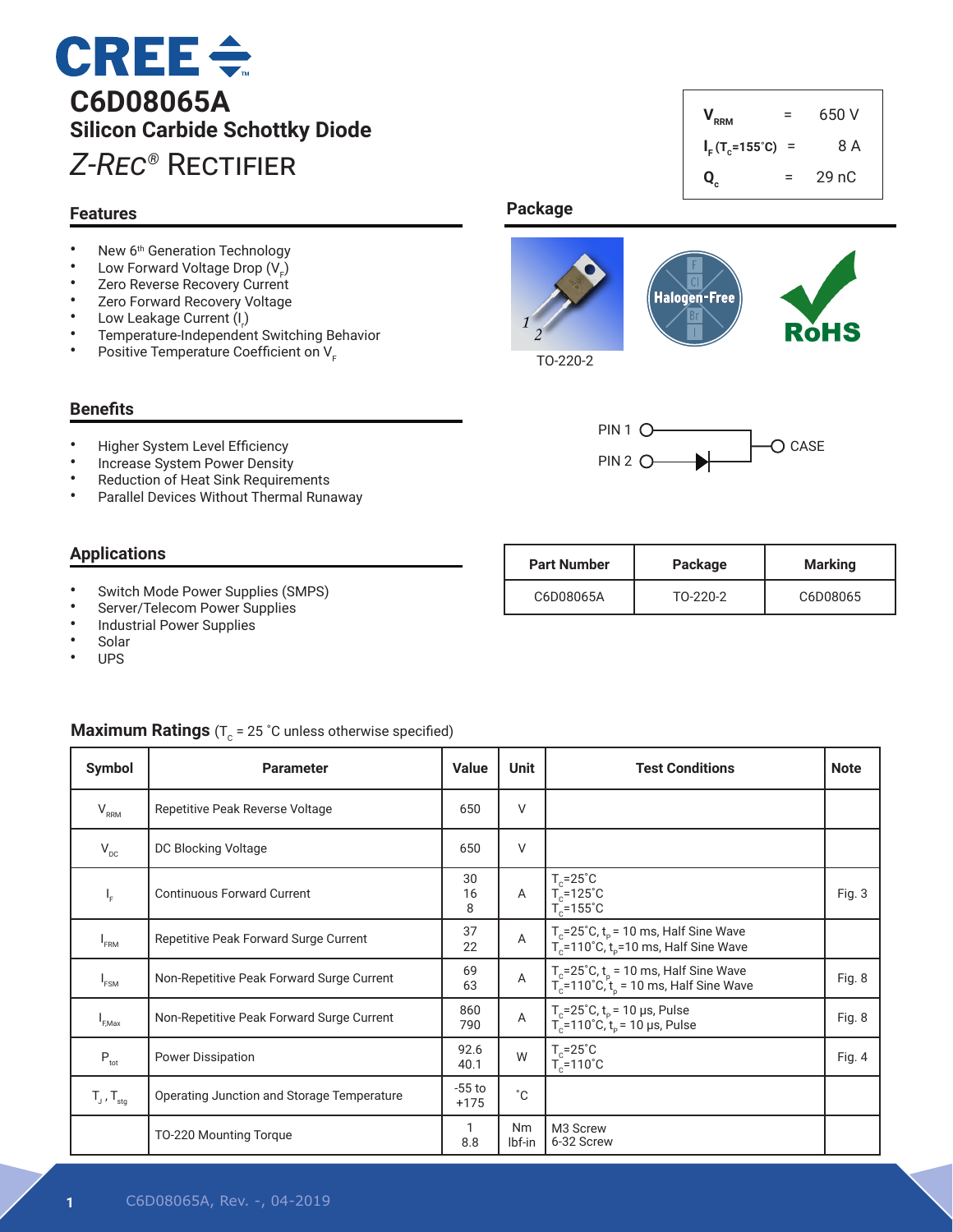# C6D08065A

## Silicon Carbide Schottky Diode

*Z-Rec*® Rectifier

| | | |
|---|---|---|
| $V_{RRM}$ | = | 650 V |
| $I_F$ ($T_c$=155˚C) | = | 8 A |
| $Q_c$ | = | 29 nC |

## Features

- New 6th Generation Technology
- Low Forward Voltage Drop ($V_F$)
- Zero Reverse Recovery Current
- Zero Forward Recovery Voltage
- Low Leakage Current ($I_r$)
- Temperature-Independent Switching Behavior
- Positive Temperature Coefficient on $V_F$

## Package

TO-220-2

Halogen-Free

RoHS

PIN 1, PIN 2, CASE

## Benefits

- Higher System Level Efficiency
- Increase System Power Density
- Reduction of Heat Sink Requirements
- Parallel Devices Without Thermal Runaway

## Applications

- Switch Mode Power Supplies (SMPS)
- Server/Telecom Power Supplies
- Industrial Power Supplies
- Solar
- UPS

| Part Number | Package | Marking |
|---|---|---|
| C6D08065A | TO-220-2 | C6D08065 |

## Maximum Ratings ($T_C$ = 25 ˚C unless otherwise specified)

| Symbol | Parameter | Value | Unit | Test Conditions | Note |
|---|---|---|---|---|---|
| $V_{RRM}$ | Repetitive Peak Reverse Voltage | 650 | V | | |
| $V_{DC}$ | DC Blocking Voltage | 650 | V | | |
| $I_F$ | Continuous Forward Current | 30<br>16<br>8 | A | $T_C$=25˚C<br>$T_C$=125˚C<br>$T_C$=155˚C | Fig. 3 |
| $I_{FRM}$ | Repetitive Peak Forward Surge Current | 37<br>22 | A | $T_C$=25˚C, $t_P$ = 10 ms, Half Sine Wave<br>$T_C$=110˚C, $t_P$=10 ms, Half Sine Wave | |
| $I_{FSM}$ | Non-Repetitive Peak Forward Surge Current | 69<br>63 | A | $T_C$=25˚C, $t_P$ = 10 ms, Half Sine Wave<br>$T_C$=110˚C, $t_P$ = 10 ms, Half Sine Wave | Fig. 8 |
| $I_{F,Max}$ | Non-Repetitive Peak Forward Surge Current | 860<br>790 | A | $T_C$=25˚C, $t_P$ = 10 µs, Pulse<br>$T_C$=110˚C, $t_P$ = 10 µs, Pulse | Fig. 8 |
| $P_{tot}$ | Power Dissipation | 92.6<br>40.1 | W | $T_C$=25˚C<br>$T_C$=110˚C | Fig. 4 |
| $T_J$ , $T_{stg}$ | Operating Junction and Storage Temperature | -55 to +175 | ˚C | | |
| | TO-220 Mounting Torque | 1<br>8.8 | Nm<br>lbf-in | M3 Screw<br>6-32 Screw | |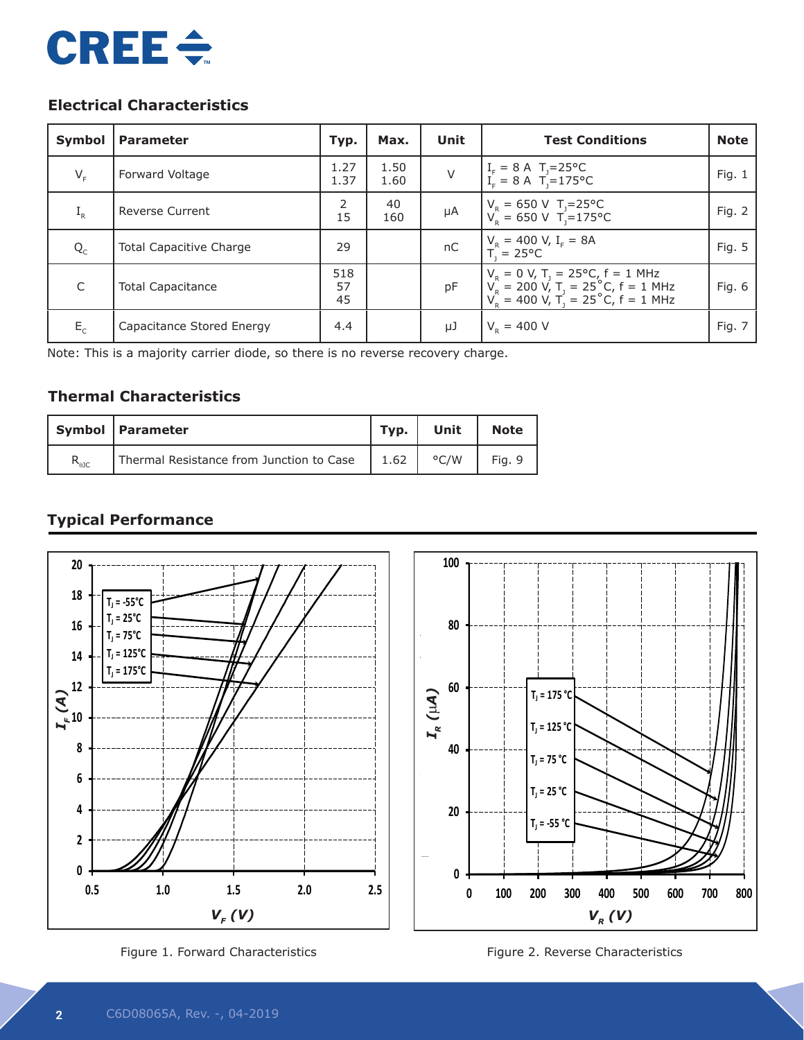## Electrical Characteristics

| Symbol | Parameter | Typ. | Max. | Unit | Test Conditions | Note |
|---|---|---|---|---|---|---|
| $V_F$ | Forward Voltage | 1.27<br>1.37 | 1.50<br>1.60 | V | $I_F$ = 8 A $T_J$=25°C<br>$I_F$ = 8 A $T_J$=175°C | Fig. 1 |
| $I_R$ | Reverse Current | 2<br>15 | 40<br>160 | μA | $V_R$ = 650 V $T_J$=25°C<br>$V_R$ = 650 V $T_J$=175°C | Fig. 2 |
| $Q_C$ | Total Capacitive Charge | 29 | | nC | $V_R$ = 400 V, $I_F$ = 8A<br>$T_J$ = 25°C | Fig. 5 |
| C | Total Capacitance | 518<br>57<br>45 | | pF | $V_R$ = 0 V, $T_J$ = 25°C, f = 1 MHz<br>$V_R$ = 200 V, $T_J$ = 25°C, f = 1 MHz<br>$V_R$ = 400 V, $T_J$ = 25°C, f = 1 MHz | Fig. 6 |
| $E_C$ | Capacitance Stored Energy | 4.4 | | μJ | $V_R$ = 400 V | Fig. 7 |

Note: This is a majority carrier diode, so there is no reverse recovery charge.

## Thermal Characteristics

| Symbol | Parameter | Typ. | Unit | Note |
|---|---|---|---|---|
| $R_{\theta JC}$ | Thermal Resistance from Junction to Case | 1.62 | °C/W | Fig. 9 |

## Typical Performance

Figure 1. Forward Characteristics

Figure 2. Reverse Characteristics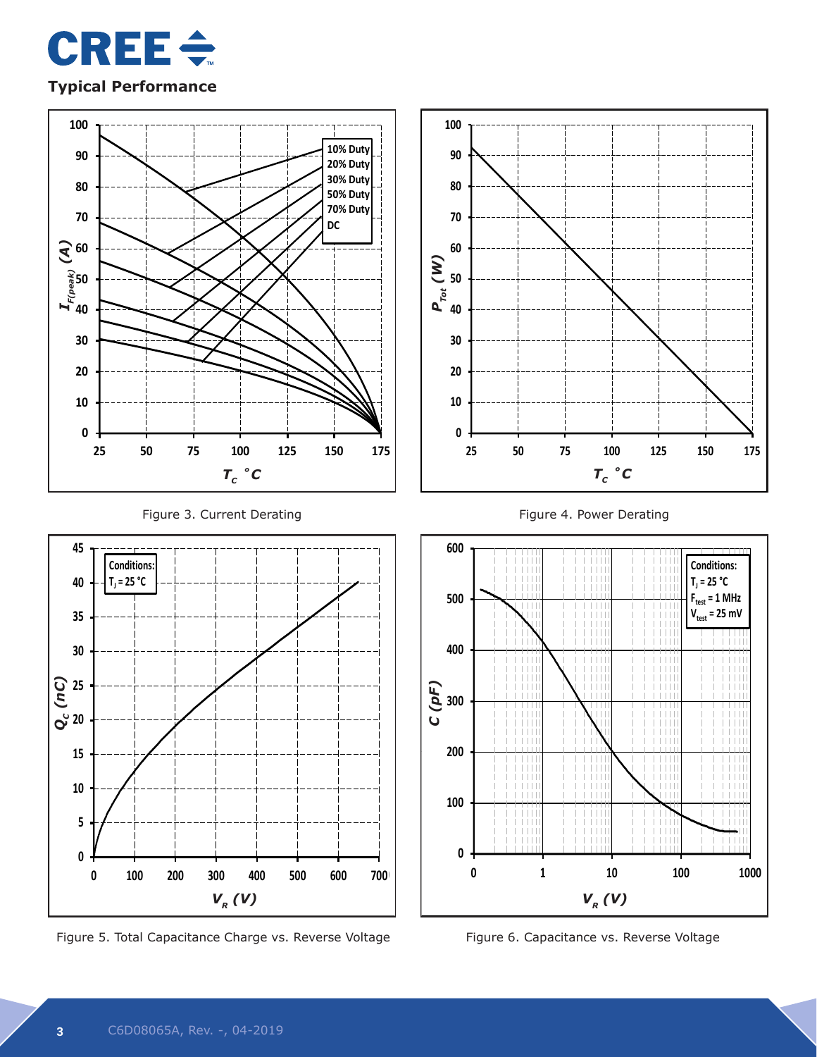## Typical Performance

Figure 3. Current Derating

Figure 4. Power Derating

Figure 5. Total Capacitance Charge vs. Reverse Voltage

Figure 6. Capacitance vs. Reverse Voltage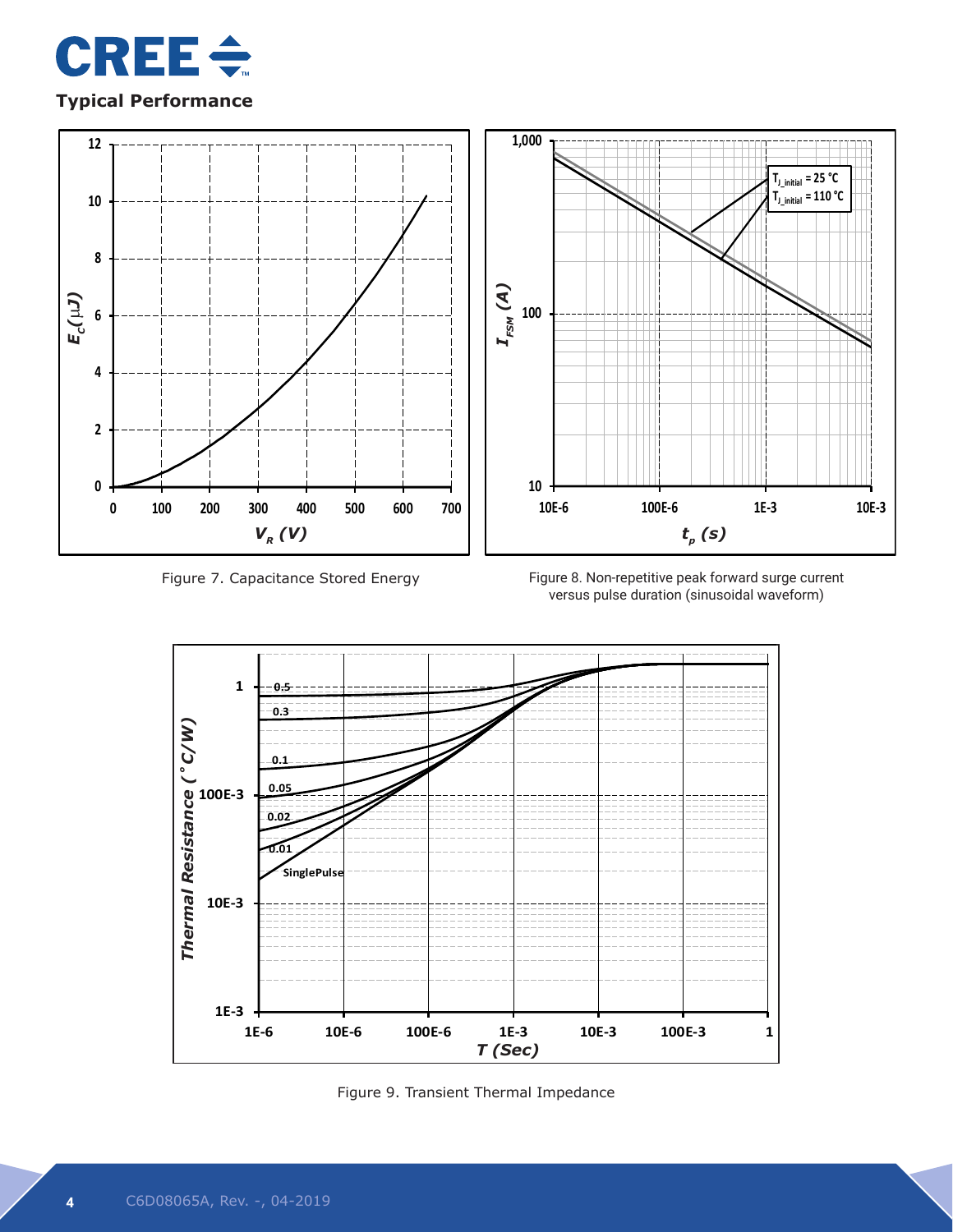## Typical Performance

Figure 7. Capacitance Stored Energy

Figure 8. Non-repetitive peak forward surge current versus pulse duration (sinusoidal waveform)

Figure 9. Transient Thermal Impedance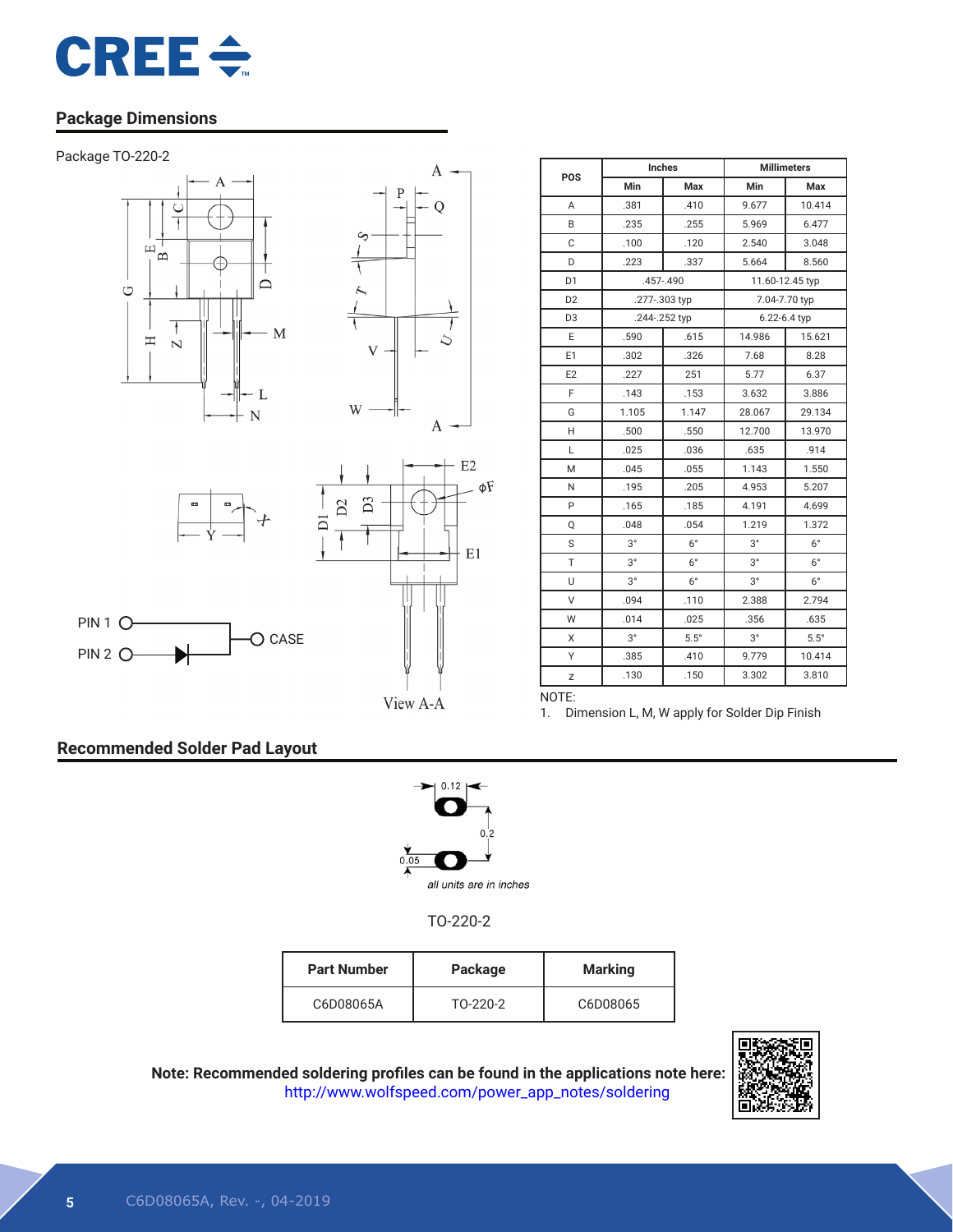## Package Dimensions

Package TO-220-2

| POS | Inches | | Millimeters | |
|---|---|---|---|---|
| | Min | Max | Min | Max |
| A | .381 | .410 | 9.677 | 10.414 |
| B | .235 | .255 | 5.969 | 6.477 |
| C | .100 | .120 | 2.540 | 3.048 |
| D | .223 | .337 | 5.664 | 8.560 |
| D1 | .457-.490 | | 11.60-12.45 typ | |
| D2 | .277-.303 typ | | 7.04-7.70 typ | |
| D3 | .244-.252 typ | | 6.22-6.4 typ | |
| E | .590 | .615 | 14.986 | 15.621 |
| E1 | .302 | .326 | 7.68 | 8.28 |
| E2 | .227 | 251 | 5.77 | 6.37 |
| F | .143 | .153 | 3.632 | 3.886 |
| G | 1.105 | 1.147 | 28.067 | 29.134 |
| H | .500 | .550 | 12.700 | 13.970 |
| L | .025 | .036 | .635 | .914 |
| M | .045 | .055 | 1.143 | 1.550 |
| N | .195 | .205 | 4.953 | 5.207 |
| P | .165 | .185 | 4.191 | 4.699 |
| Q | .048 | .054 | 1.219 | 1.372 |
| S | 3° | 6° | 3° | 6° |
| T | 3° | 6° | 3° | 6° |
| U | 3° | 6° | 3° | 6° |
| V | .094 | .110 | 2.388 | 2.794 |
| W | .014 | .025 | .356 | .635 |
| X | 3° | 5.5° | 3° | 5.5° |
| Y | .385 | .410 | 9.779 | 10.414 |
| z | .130 | .150 | 3.302 | 3.810 |

NOTE:
1. Dimension L, M, W apply for Solder Dip Finish

PIN 1 — CASE
PIN 2

View A-A

## Recommended Solder Pad Layout

0.12

0.2

0.05

*all units are in inches*

TO-220-2

| Part Number | Package | Marking |
|---|---|---|
| C6D08065A | TO-220-2 | C6D08065 |

**Note: Recommended soldering profiles can be found in the applications note here:**
http://www.wolfspeed.com/power_app_notes/soldering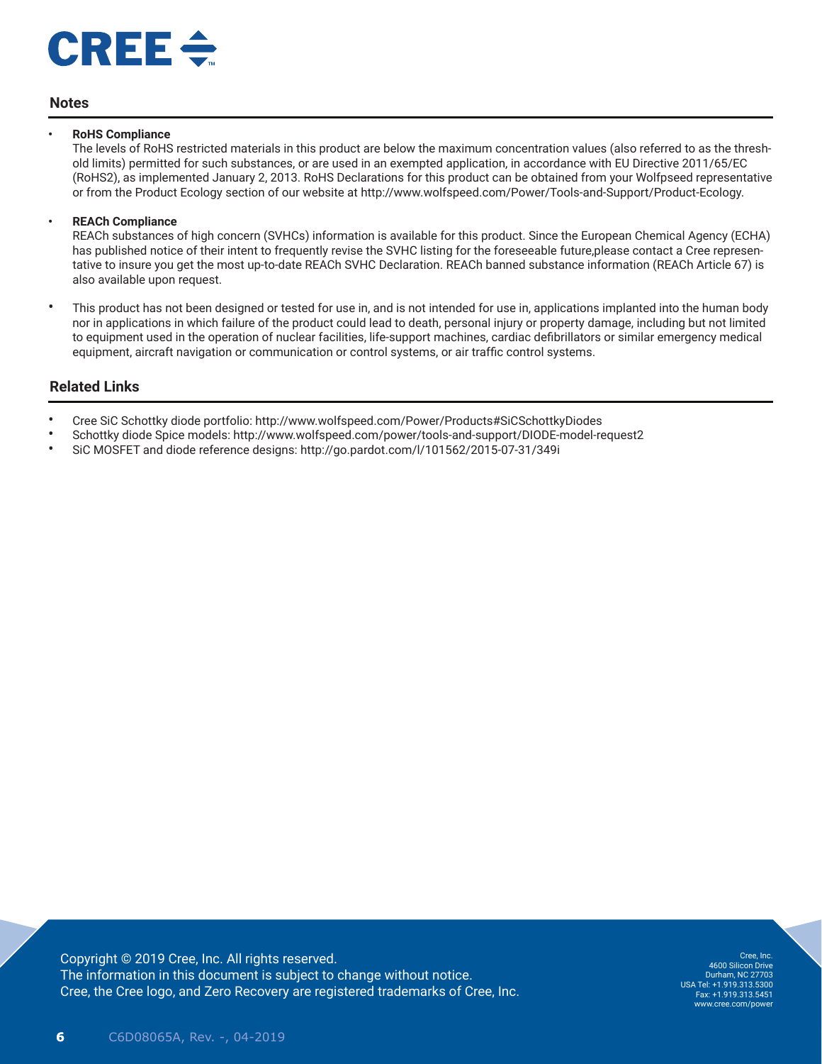## Notes

- **RoHS Compliance**
  The levels of RoHS restricted materials in this product are below the maximum concentration values (also referred to as the threshold limits) permitted for such substances, or are used in an exempted application, in accordance with EU Directive 2011/65/EC (RoHS2), as implemented January 2, 2013. RoHS Declarations for this product can be obtained from your Wolfpseed representative or from the Product Ecology section of our website at http://www.wolfspeed.com/Power/Tools-and-Support/Product-Ecology.

- **REACh Compliance**
  REACh substances of high concern (SVHCs) information is available for this product. Since the European Chemical Agency (ECHA) has published notice of their intent to frequently revise the SVHC listing for the foreseeable future,please contact a Cree representative to insure you get the most up-to-date REACh SVHC Declaration. REACh banned substance information (REACh Article 67) is also available upon request.

- This product has not been designed or tested for use in, and is not intended for use in, applications implanted into the human body nor in applications in which failure of the product could lead to death, personal injury or property damage, including but not limited to equipment used in the operation of nuclear facilities, life-support machines, cardiac defibrillators or similar emergency medical equipment, aircraft navigation or communication or control systems, or air traffic control systems.

## Related Links

- Cree SiC Schottky diode portfolio: http://www.wolfspeed.com/Power/Products#SiCSchottkyDiodes
- Schottky diode Spice models: http://www.wolfspeed.com/power/tools-and-support/DIODE-model-request2
- SiC MOSFET and diode reference designs: http://go.pardot.com/l/101562/2015-07-31/349i

Copyright © 2019 Cree, Inc. All rights reserved.
The information in this document is subject to change without notice.
Cree, the Cree logo, and Zero Recovery are registered trademarks of Cree, Inc.

Cree, Inc.
4600 Silicon Drive
Durham, NC 27703
USA Tel: +1.919.313.5300
Fax: +1.919.313.5451
www.cree.com/power